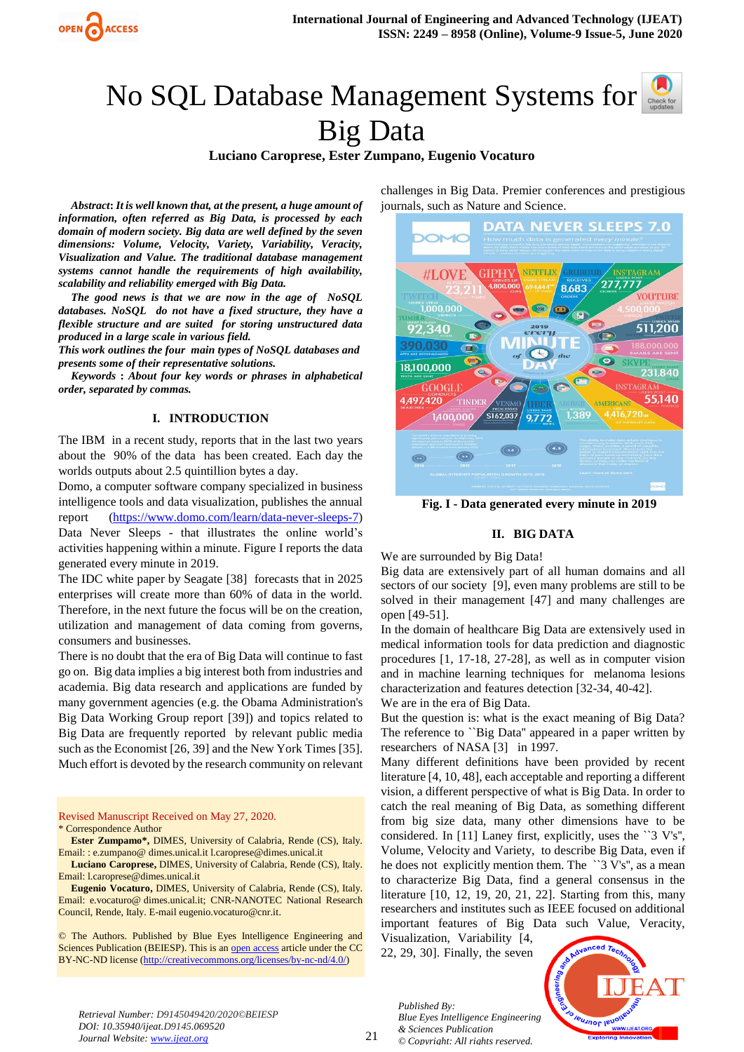# No SQL Database Management Systems for Big Data

**Luciano Caroprese, Ester Zumpano, Eugenio Vocaturo**

***Abstract*: *It is well known that, at the present, a huge amount of information, often referred as Big Data, is processed by each domain of modern society. Big data are well defined by the seven dimensions: Volume, Velocity, Variety, Variability, Veracity, Visualization and Value. The traditional database management systems cannot handle the requirements of high availability, scalability and reliability emerged with Big Data.***

***The good news is that we are now in the age of NoSQL databases. NoSQL do not have a fixed structure, they have a flexible structure and are suited for storing unstructured data produced in a large scale in various field.***

***This work outlines the four main types of NoSQL databases and presents some of their representative solutions.***

***Keywords : About four key words or phrases in alphabetical order, separated by commas.***

## I. INTRODUCTION

The IBM in a recent study, reports that in the last two years about the 90% of the data has been created. Each day the worlds outputs about 2.5 quintillion bytes a day.

Domo, a computer software company specialized in business intelligence tools and data visualization, publishes the annual report (https://www.domo.com/learn/data-never-sleeps-7) Data Never Sleeps - that illustrates the online world's activities happening within a minute. Figure I reports the data generated every minute in 2019.

The IDC white paper by Seagate [38] forecasts that in 2025 enterprises will create more than 60% of data in the world. Therefore, in the next future the focus will be on the creation, utilization and management of data coming from governs, consumers and businesses.

There is no doubt that the era of Big Data will continue to fast go on. Big data implies a big interest both from industries and academia. Big data research and applications are funded by many government agencies (e.g. the Obama Administration's Big Data Working Group report [39]) and topics related to Big Data are frequently reported by relevant public media such as the Economist [26, 39] and the New York Times [35]. Much effort is devoted by the research community on relevant challenges in Big Data. Premier conferences and prestigious journals, such as Nature and Science.

**Fig. I - Data generated every minute in 2019**

## II. BIG DATA

We are surrounded by Big Data!

Big data are extensively part of all human domains and all sectors of our society [9], even many problems are still to be solved in their management [47] and many challenges are open [49-51].

In the domain of healthcare Big Data are extensively used in medical information tools for data prediction and diagnostic procedures [1, 17-18, 27-28], as well as in computer vision and in machine learning techniques for melanoma lesions characterization and features detection [32-34, 40-42].

We are in the era of Big Data.

But the question is: what is the exact meaning of Big Data? The reference to ``Big Data'' appeared in a paper written by researchers of NASA [3] in 1997.

Many different definitions have been provided by recent literature [4, 10, 48], each acceptable and reporting a different vision, a different perspective of what is Big Data. In order to catch the real meaning of Big Data, as something different from big size data, many other dimensions have to be considered. In [11] Laney first, explicitly, uses the ``3 V's'', Volume, Velocity and Variety, to describe Big Data, even if he does not explicitly mention them. The ``3 V's'', as a mean to characterize Big Data, find a general consensus in the literature [10, 12, 19, 20, 21, 22]. Starting from this, many researchers and institutes such as IEEE focused on additional important features of Big Data such Value, Veracity, Visualization, Variability [4, 22, 29, 30]. Finally, the seven

Revised Manuscript Received on May 27, 2020.

\* Correspondence Author

**Ester Zumpano\***, DIMES, University of Calabria, Rende (CS), Italy. Email: : e.zumpano@ dimes.unical.it l.caroprese@dimes.unical.it

**Luciano Caroprese,** DIMES, University of Calabria, Rende (CS), Italy. Email: l.caroprese@dimes.unical.it

**Eugenio Vocaturo,** DIMES, University of Calabria, Rende (CS), Italy. Email: e.vocaturo@ dimes.unical.it; CNR-NANOTEC National Research Council, Rende, Italy. E-mail eugenio.vocaturo@cnr.it.

© The Authors. Published by Blue Eyes Intelligence Engineering and Sciences Publication (BEIESP). This is an open access article under the CC BY-NC-ND license (http://creativecommons.org/licenses/by-nc-nd/4.0/)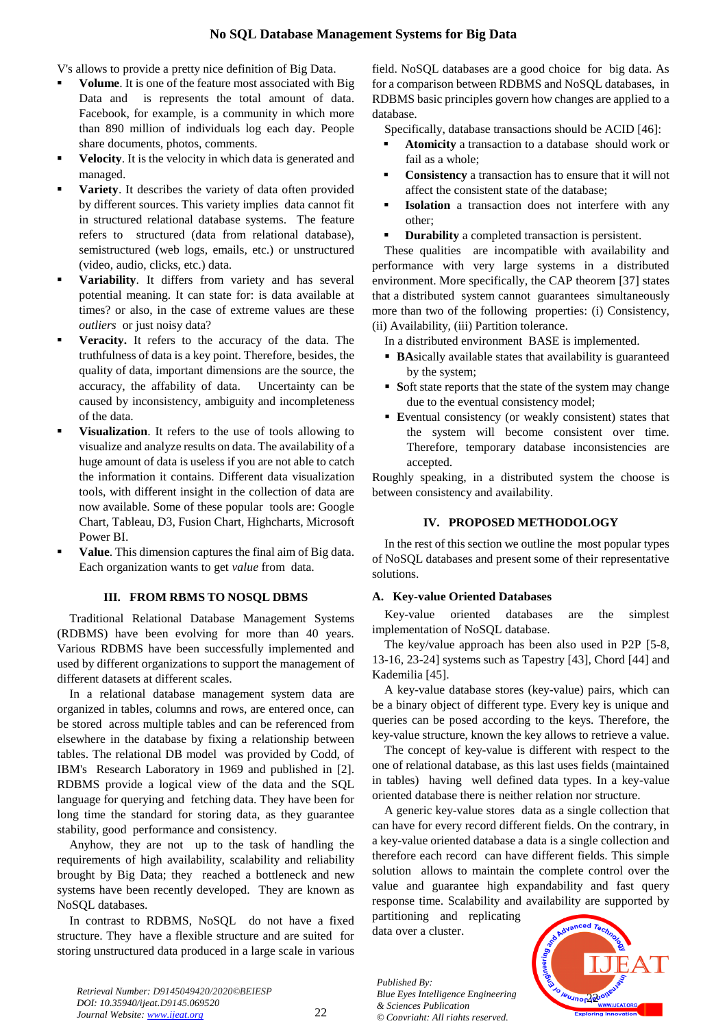V's allows to provide a pretty nice definition of Big Data.

- **Volume**. It is one of the feature most associated with Big Data and is represents the total amount of data. Facebook, for example, is a community in which more than 890 million of individuals log each day. People share documents, photos, comments.
- **Velocity**. It is the velocity in which data is generated and managed.
- **Variety**. It describes the variety of data often provided by different sources. This variety implies data cannot fit in structured relational database systems. The feature refers to structured (data from relational database), semistructured (web logs, emails, etc.) or unstructured (video, audio, clicks, etc.) data.
- **Variability**. It differs from variety and has several potential meaning. It can state for: is data available at times? or also, in the case of extreme values are these *outliers* or just noisy data?
- **Veracity.** It refers to the accuracy of the data. The truthfulness of data is a key point. Therefore, besides, the quality of data, important dimensions are the source, the accuracy, the affability of data. Uncertainty can be caused by inconsistency, ambiguity and incompleteness of the data.
- **Visualization**. It refers to the use of tools allowing to visualize and analyze results on data. The affability of a huge amount of data is useless if you are not able to catch the information it contains. Different data visualization tools, with different insight in the collection of data are now available. Some of these popular tools are: Google Chart, Tableau, D3, Fusion Chart, Highcharts, Microsoft Power BI.
- **Value**. This dimension captures the final aim of Big data. Each organization wants to get *value* from data.

## III. FROM RBMS TO NOSQL DBMS

Traditional Relational Database Management Systems (RDBMS) have been evolving for more than 40 years. Various RDBMS have been successfully implemented and used by different organizations to support the management of different datasets at different scales.

In a relational database management system data are organized in tables, columns and rows, are entered once, can be stored across multiple tables and can be referenced from elsewhere in the database by fixing a relationship between tables. The relational DB model was provided by Codd, of IBM's Research Laboratory in 1969 and published in [2]. RDBMS provide a logical view of the data and the SQL language for querying and fetching data. They have been for long time the standard for storing data, as they guarantee stability, good performance and consistency.

Anyhow, they are not up to the task of handling the requirements of high availability, scalability and reliability brought by Big Data; they reached a bottleneck and new systems have been recently developed. They are known as NoSQL databases.

In contrast to RDBMS, NoSQL do not have a fixed structure. They have a flexible structure and are suited for storing unstructured data produced in a large scale in various field. NoSQL databases are a good choice for big data. As for a comparison between RDBMS and NoSQL databases, in RDBMS basic principles govern how changes are applied to a database.

Specifically, database transactions should be ACID [46]:

- **Atomicity** a transaction to a database should work or fail as a whole;
- **Consistency** a transaction has to ensure that it will not affect the consistent state of the database;
- **Isolation** a transaction does not interfere with any other;
- **Durability** a completed transaction is persistent.

These qualities are incompatible with availability and performance with very large systems in a distributed environment. More specifically, the CAP theorem [37] states that a distributed system cannot guarantees simultaneously more than two of the following properties: (i) Consistency, (ii) Availability, (iii) Partition tolerance.

In a distributed environment BASE is implemented.

- **BA**sically available states that availability is guaranteed by the system;
- **S**oft state reports that the state of the system may change due to the eventual consistency model;
- **E**ventual consistency (or weakly consistent) states that the system will become consistent over time. Therefore, temporary database inconsistencies are accepted.

Roughly speaking, in a distributed system the choose is between consistency and availability.

## IV. PROPOSED METHODOLOGY

In the rest of this section we outline the most popular types of NoSQL databases and present some of their representative solutions.

### A. Key-value Oriented Databases

Key-value oriented databases are the simplest implementation of NoSQL database.

The key/value approach has been also used in P2P [5-8, 13-16, 23-24] systems such as Tapestry [43], Chord [44] and Kademilia [45].

A key-value database stores (key-value) pairs, which can be a binary object of different type. Every key is unique and queries can be posed according to the keys. Therefore, the key-value structure, known the key allows to retrieve a value.

The concept of key-value is different with respect to the one of relational database, as this last uses fields (maintained in tables) having well defined data types. In a key-value oriented database there is neither relation nor structure.

A generic key-value stores data as a single collection that can have for every record different fields. On the contrary, in a key-value oriented database a data is a single collection and therefore each record can have different fields. This simple solution allows to maintain the complete control over the value and guarantee high expandability and fast query response time. Scalability and availability are supported by partitioning and replicating data over a cluster.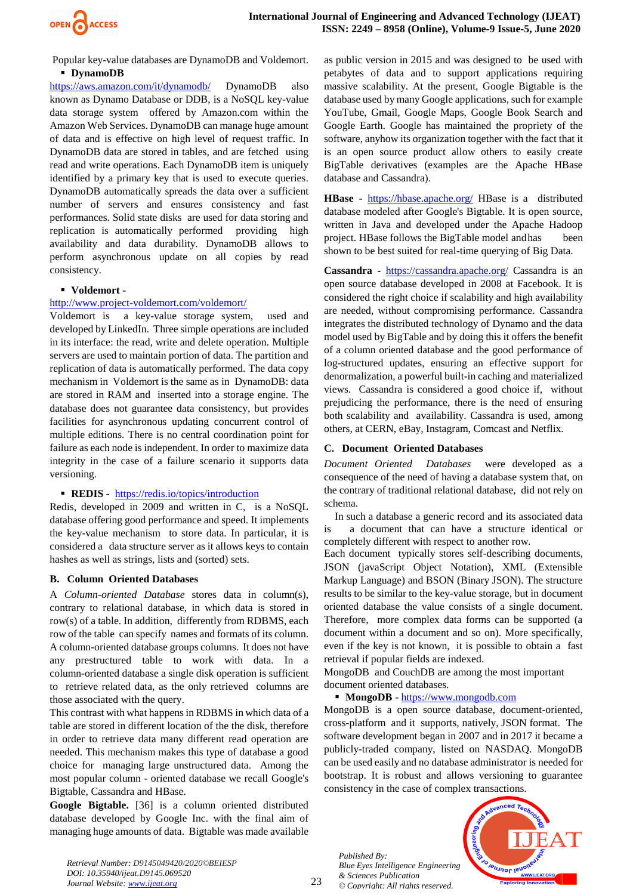Popular key-value databases are DynamoDB and Voldemort.

- **DynamoDB**

https://aws.amazon.com/it/dynamodb/ DynamoDB also known as Dynamo Database or DDB, is a NoSQL key-value data storage system offered by Amazon.com within the Amazon Web Services. DynamoDB can manage huge amount of data and is effective on high level of request traffic. In DynamoDB data are stored in tables, and are fetched using read and write operations. Each DynamoDB item is uniquely identified by a primary key that is used to execute queries. DynamoDB automatically spreads the data over a sufficient number of servers and ensures consistency and fast performances. Solid state disks are used for data storing and replication is automatically performed providing high availability and data durability. DynamoDB allows to perform asynchronous update on all copies by read consistency.

- **Voldemort** - http://www.project-voldemort.com/voldemort/

Voldemort is a key-value storage system, used and developed by LinkedIn. Three simple operations are included in its interface: the read, write and delete operation. Multiple servers are used to maintain portion of data. The partition and replication of data is automatically performed. The data copy mechanism in Voldemort is the same as in DynamoDB: data are stored in RAM and inserted into a storage engine. The database does not guarantee data consistency, but provides facilities for asynchronous updating concurrent control of multiple editions. There is no central coordination point for failure as each node is independent. In order to maximize data integrity in the case of a failure scenario it supports data versioning.

- **REDIS** - https://redis.io/topics/introduction

Redis, developed in 2009 and written in C, is a NoSQL database offering good performance and speed. It implements the key-value mechanism to store data. In particular, it is considered a data structure server as it allows keys to contain hashes as well as strings, lists and (sorted) sets.

### B. Column Oriented Databases

A *Column-oriented Database* stores data in column(s), contrary to relational database, in which data is stored in row(s) of a table. In addition, differently from RDBMS, each row of the table can specify names and formats of its column. A column-oriented database groups columns. It does not have any prestructured table to work with data. In a column-oriented database a single block operation is sufficient to retrieve related data, as the only retrieved columns are those associated with the query.

This contrast with what happens in RDBMS in which data of a table are stored in different location of the the disk, therefore in order to retrieve data many different read operation are needed. This mechanism makes this type of database a good choice for managing large unstructured data. Among the most popular column - oriented database we recall Google's Bigtable, Cassandra and HBase.

**Google Bigtable.** [36] is a column oriented distributed database developed by Google Inc. with the final aim of managing huge amounts of data. Bigtable was made available as public version in 2015 and was designed to be used with petabytes of data and to support applications requiring massive scalability. At the present, Google Bigtable is the database used by many Google applications, such for example YouTube, Gmail, Google Maps, Google Book Search and Google Earth. Google has maintained the propriety of the software, anyhow its organization together with the fact that it is an open source product allow others to easily create BigTable derivatives (examples are the Apache HBase database and Cassandra).

**HBase** - https://hbase.apache.org/ HBase is a distributed database modeled after Google's Bigtable. It is open source, written in Java and developed under the Apache Hadoop project. HBase follows the BigTable model and has been shown to be best suited for real-time querying of Big Data.

**Cassandra** - https://cassandra.apache.org/ Cassandra is an open source database developed in 2008 at Facebook. It is considered the right choice if scalability and high availability are needed, without compromising performance. Cassandra integrates the distributed technology of Dynamo and the data model used by BigTable and by doing this it offers the benefit of a column oriented database and the good performance of log-structured updates, ensuring an effective support for denormalization, a powerful built-in caching and materialized views. Cassandra is considered a good choice if, without prejudicing the performance, there is the need of ensuring both scalability and availability. Cassandra is used, among others, at CERN, eBay, Instagram, Comcast and Netflix.

### C. Document Oriented Databases

*Document Oriented Databases* were developed as a consequence of the need of having a database system that, on the contrary of traditional relational database, did not rely on schema.

In such a database a generic record and its associated data is a document that can have a structure identical or completely different with respect to another row.

Each document typically stores self-describing documents, JSON (javaScript Object Notation), XML (Extensible Markup Language) and BSON (Binary JSON). The structure results to be similar to the key-value storage, but in document oriented database the value consists of a single document. Therefore, more complex data forms can be supported (a document within a document and so on). More specifically, even if the key is not known, it is possible to obtain a fast retrieval if popular fields are indexed.

MongoDB and CouchDB are among the most important document oriented databases.

- **MongoDB** - https://www.mongodb.com

MongoDB is a open source database, document-oriented, cross-platform and it supports, natively, JSON format. The software development began in 2007 and in 2017 it became a publicly-traded company, listed on NASDAQ. MongoDB can be used easily and no database administrator is needed for bootstrap. It is robust and allows versioning to guarantee consistency in the case of complex transactions.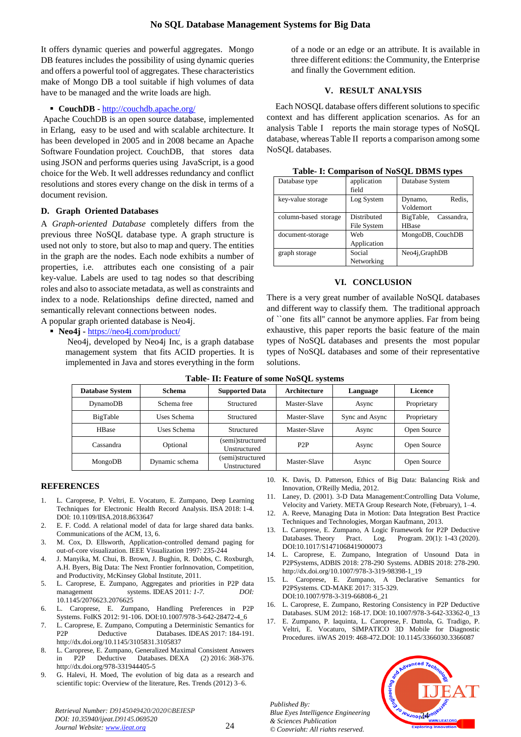It offers dynamic queries and powerful aggregates. Mongo DB features includes the possibility of using dynamic queries and offers a powerful tool of aggregates. These characteristics make of Mongo DB a tool suitable if high volumes of data have to be managed and the write loads are high.

- **CouchDB -** http://couchdb.apache.org/

Apache CouchDB is an open source database, implemented in Erlang, easy to be used and with scalable architecture. It has been developed in 2005 and in 2008 became an Apache Software Foundation project. CouchDB, that stores data using JSON and performs queries using JavaScript, is a good choice for the Web. It well addresses redundancy and conflict resolutions and stores every change on the disk in terms of a document revision.

### D. Graph Oriented Databases

A *Graph-oriented Database* completely differs from the previous three NoSQL database type. A graph structure is used not only to store, but also to map and query. The entities in the graph are the nodes. Each node exhibits a number of properties, i.e. attributes each one consisting of a pair key-value. Labels are used to tag nodes so that describing roles and also to associate metadata, as well as constraints and index to a node. Relationships define directed, named and semantically relevant connections between nodes.

A popular graph oriented database is Neo4j.

- **Neo4j -** https://neo4j.com/product/

  Neo4j, developed by Neo4j Inc, is a graph database management system that fits ACID properties. It is implemented in Java and stores everything in the form of a node or an edge or an attribute. It is available in three different editions: the Community, the Enterprise and finally the Government edition.

## V. RESULT ANALYSIS

Each NOSQL database offers different solutions to specific context and has different application scenarios. As for an analysis Table I reports the main storage types of NoSQL database, whereas Table II reports a comparison among some NoSQL databases.

**Table- I: Comparison of NoSQL DBMS types**

| Database type | application field | Database System |
|---|---|---|
| key-value storage | Log System | Dynamo, Redis, Voldemort |
| column-based storage | Distributed File System | BigTable, Cassandra, HBase |
| document-storage | Web Application | MongoDB, CouchDB |
| graph storage | Social Networking | Neo4j,GraphDB |

## VI. CONCLUSION

There is a very great number of available NoSQL databases and different way to classify them. The traditional approach of ``one fits all'' cannot be anymore applies. Far from being exhaustive, this paper reports the basic feature of the main types of NoSQL databases and presents the most popular types of NoSQL databases and some of their representative solutions.

**Table- II: Feature of some NoSQL systems**

| Database System | Schema | Supported Data | Architecture | Language | Licence |
|---|---|---|---|---|---|
| DynamoDB | Schema free | Structured | Master-Slave | Async | Proprietary |
| BigTable | Uses Schema | Structured | Master-Slave | Sync and Async | Proprietary |
| HBase | Uses Schema | Structured | Master-Slave | Async | Open Source |
| Cassandra | Optional | (semi)structured Unstructured | P2P | Async | Open Source |
| MongoDB | Dynamic schema | (semi)structured Unstructured | Master-Slave | Async | Open Source |

## REFERENCES

1. L. Caroprese, P. Veltri, E. Vocaturo, E. Zumpano, Deep Learning Techniques for Electronic Health Record Analysis. IISA 2018: 1-4. DOI: 10.1109/IISA.2018.8633647
2. E. F. Codd. A relational model of data for large shared data banks. Communications of the ACM, 13, 6.
3. M. Cox, D. Ellsworth, Application-controlled demand paging for out-of-core visualization. IEEE Visualization 1997: 235-244
4. J. Manyika, M. Chui, B. Brown, J. Bughin, R. Dobbs, C. Roxburgh, A.H. Byers, Big Data: The Next Frontier forInnovation, Competition, and Productivity, McKinsey Global Institute, 2011.
5. L. Caroprese, E. Zumpano, Aggregates and priorities in P2P data management systems. IDEAS 2011*: 1-7. DOI:* 10.1145/2076623.2076625
6. L. Caroprese, E. Zumpano, Handling Preferences in P2P Systems. FoIKS 2012: 91-106. DOI:10.1007/978-3-642-28472-4_6
7. L. Caroprese, E. Zumpano, Computing a Deterministic Semantics for P2P Deductive Databases. IDEAS 2017: 184-191. http://dx.doi.org/10.1145/3105831.3105837
8. L. Caroprese, E. Zumpano, Generalized Maximal Consistent Answers in P2P Deductive Databases. DEXA (2) 2016: 368-376. http://dx.doi.org/10.1007/978-331944405-5
9. G. Halevi, H. Moed, The evolution of big data as a research and scientific topic: Overview of the literature, Res. Trends (2012) 3–6.
10. K. Davis, D. Patterson, Ethics of Big Data: Balancing Risk and Innovation, O'Reilly Media, 2012.
11. Laney, D. (2001). 3-D Data Management:Controlling Data Volume, Velocity and Variety. META Group Research Note, (February), 1–4.
12. A. Reeve, Managing Data in Motion: Data Integration Best Practice Techniques and Technologies, Morgan Kaufmann, 2013.
13. L. Caroprese, E. Zumpano, A Logic Framework for P2P Deductive Databases. Theory Pract. Log. Program. 20(1): 1-43 (2020). DOI:10.1017/S1471068419000073
14. L. Caroprese, E. Zumpano, Integration of Unsound Data in P2PSystems, ADBIS 2018: 278-290 Systems. ADBIS 2018: 278-290. http://dx.doi.org/10.1007/978-3-319-98398-1_19
15. L. Caroprese, E. Zumpano, A Declarative Semantics for P2PSystems. CD-MAKE 2017: 315-329. DOI:10.1007/978-3-319-66808-6_21
16. L. Caroprese, E. Zumpano, Restoring Consistency in P2P Deductive Databases. SUM 2012: 168-17. DOI: 10.1007/978-3-642-33362-0_13
17. E. Zumpano, P. Iaquinta, L. Caroprese, F. Dattola, G. Tradigo, P. Veltri, E. Vocaturo, SIMPATICO 3D Mobile for Diagnostic Procedures. iiWAS 2019: 468-472.DOI: 10.1145/3366030.3366087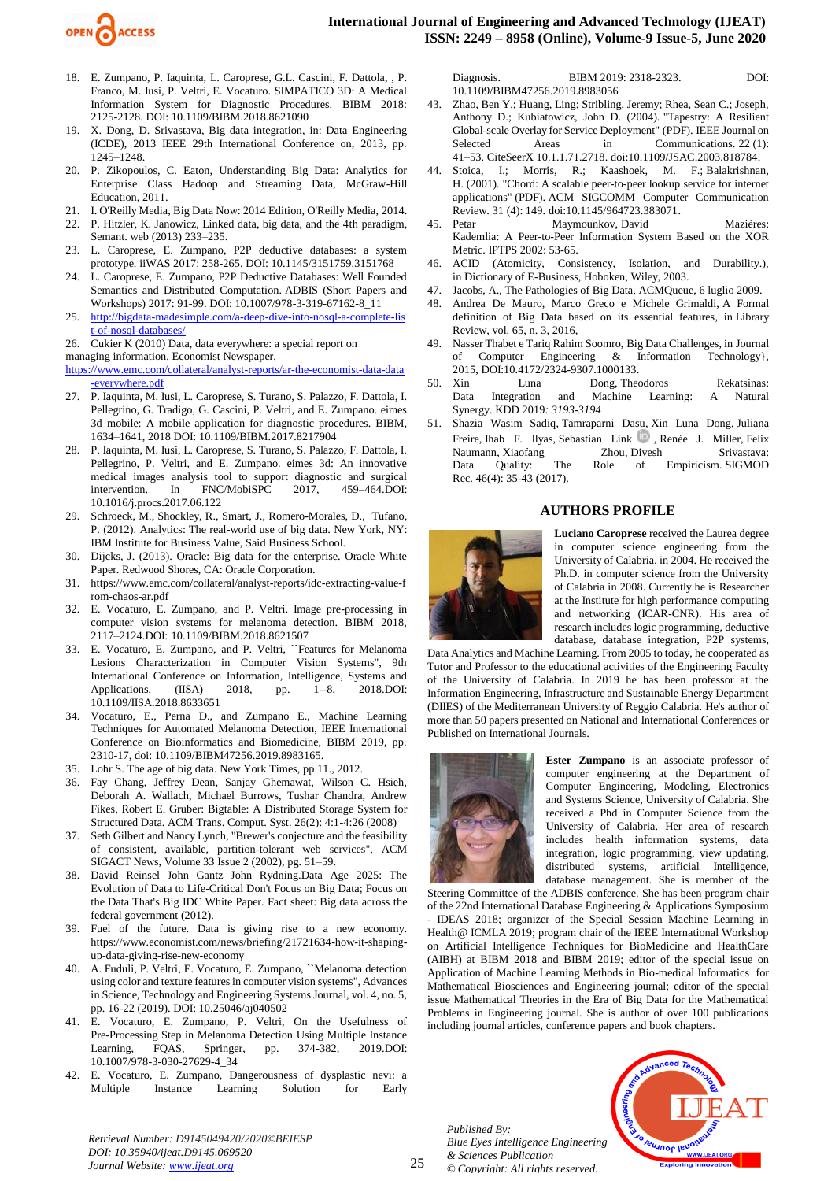18. E. Zumpano, P. Iaquinta, L. Caroprese, G.L. Cascini, F. Dattola, , P. Franco, M. Iusi, P. Veltri, E. Vocaturo. SIMPATICO 3D: A Medical Information System for Diagnostic Procedures. BIBM 2018: 2125-2128. DOI: 10.1109/BIBM.2018.8621090
19. X. Dong, D. Srivastava, Big data integration, in: Data Engineering (ICDE), 2013 IEEE 29th International Conference on, 2013, pp. 1245–1248.
20. P. Zikopoulos, C. Eaton, Understanding Big Data: Analytics for Enterprise Class Hadoop and Streaming Data, McGraw-Hill Education, 2011.
21. I. O'Reilly Media, Big Data Now: 2014 Edition, O'Reilly Media, 2014.
22. P. Hitzler, K. Janowicz, Linked data, big data, and the 4th paradigm, Semant. web (2013) 233–235.
23. L. Caroprese, E. Zumpano, P2P deductive databases: a system prototype. iiWAS 2017: 258-265. DOI: 10.1145/3151759.3151768
24. L. Caroprese, E. Zumpano, P2P Deductive Databases: Well Founded Semantics and Distributed Computation. ADBIS (Short Papers and Workshops) 2017: 91-99. DOI: 10.1007/978-3-319-67162-8_11
25. http://bigdata-madesimple.com/a-deep-dive-into-nosql-a-complete-list-of-nosql-databases/
26. Cukier K (2010) Data, data everywhere: a special report on managing information. Economist Newspaper. https://www.emc.com/collateral/analyst-reports/ar-the-economist-data-data-everywhere.pdf
27. P. Iaquinta, M. Iusi, L. Caroprese, S. Turano, S. Palazzo, F. Dattola, I. Pellegrino, G. Tradigo, G. Cascini, P. Veltri, and E. Zumpano. eimes 3d mobile: A mobile application for diagnostic procedures. BIBM, 1634–1641, 2018 DOI: 10.1109/BIBM.2017.8217904
28. P. Iaquinta, M. Iusi, L. Caroprese, S. Turano, S. Palazzo, F. Dattola, I. Pellegrino, P. Veltri, and E. Zumpano. eimes 3d: An innovative medical images analysis tool to support diagnostic and surgical intervention. In FNC/MobiSPC 2017, 459–464.DOI: 10.1016/j.procs.2017.06.122
29. Schroeck, M., Shockley, R., Smart, J., Romero-Morales, D., Tufano, P. (2012). Analytics: The real-world use of big data. New York, NY: IBM Institute for Business Value, Said Business School.
30. Dijcks, J. (2013). Oracle: Big data for the enterprise. Oracle White Paper. Redwood Shores, CA: Oracle Corporation.
31. https://www.emc.com/collateral/analyst-reports/idc-extracting-value-from-chaos-ar.pdf
32. E. Vocaturo, E. Zumpano, and P. Veltri. Image pre-processing in computer vision systems for melanoma detection. BIBM 2018, 2117–2124.DOI: 10.1109/BIBM.2018.8621507
33. E. Vocaturo, E. Zumpano, and P. Veltri, ``Features for Melanoma Lesions Characterization in Computer Vision Systems", 9th International Conference on Information, Intelligence, Systems and Applications, (IISA) 2018, pp. 1--8, 2018.DOI: 10.1109/IISA.2018.8633651
34. Vocaturo, E., Perna D., and Zumpano E., Machine Learning Techniques for Automated Melanoma Detection, IEEE International Conference on Bioinformatics and Biomedicine, BIBM 2019, pp. 2310-17, doi: 10.1109/BIBM47256.2019.8983165.
35. Lohr S. The age of big data. New York Times, pp 11., 2012.
36. Fay Chang, Jeffrey Dean, Sanjay Ghemawat, Wilson C. Hsieh, Deborah A. Wallach, Michael Burrows, Tushar Chandra, Andrew Fikes, Robert E. Gruber: Bigtable: A Distributed Storage System for Structured Data. ACM Trans. Comput. Syst. 26(2): 4:1-4:26 (2008)
37. Seth Gilbert and Nancy Lynch, "Brewer's conjecture and the feasibility of consistent, available, partition-tolerant web services", ACM SIGACT News, Volume 33 Issue 2 (2002), pg. 51–59.
38. David Reinsel John Gantz John Rydning.Data Age 2025: The Evolution of Data to Life-Critical Don't Focus on Big Data; Focus on the Data That's Big IDC White Paper. Fact sheet: Big data across the federal government (2012).
39. Fuel of the future. Data is giving rise to a new economy. https://www.economist.com/news/briefing/21721634-how-it-shaping-up-data-giving-rise-new-economy
40. A. Fuduli, P. Veltri, E. Vocaturo, E. Zumpano, ``Melanoma detection using color and texture features in computer vision systems", Advances in Science, Technology and Engineering Systems Journal, vol. 4, no. 5, pp. 16-22 (2019). DOI: 10.25046/aj040502
41. E. Vocaturo, E. Zumpano, P. Veltri, On the Usefulness of Pre-Processing Step in Melanoma Detection Using Multiple Instance Learning, FQAS, Springer, pp. 374-382, 2019.DOI: 10.1007/978-3-030-27629-4_34
42. E. Vocaturo, E. Zumpano, Dangerousness of dysplastic nevi: a Multiple Instance Learning Solution for Early Diagnosis. BIBM 2019: 2318-2323. DOI: 10.1109/BIBM47256.2019.8983056
43. Zhao, Ben Y.; Huang, Ling; Stribling, Jeremy; Rhea, Sean C.; Joseph, Anthony D.; Kubiatowicz, John D. (2004). "Tapestry: A Resilient Global-scale Overlay for Service Deployment" (PDF). IEEE Journal on Selected Areas in Communications. 22 (1): 41–53. CiteSeerX 10.1.1.71.2718. doi:10.1109/JSAC.2003.818784.
44. Stoica, I.; Morris, R.; Kaashoek, M. F.; Balakrishnan, H. (2001). "Chord: A scalable peer-to-peer lookup service for internet applications" (PDF). ACM SIGCOMM Computer Communication Review. 31 (4): 149. doi:10.1145/964723.383071.
45. Petar Maymounkov, David Mazières: Kademlia: A Peer-to-Peer Information System Based on the XOR Metric. IPTPS 2002: 53-65.
46. ACID (Atomicity, Consistency, Isolation, and Durability.), in Dictionary of E-Business, Hoboken, Wiley, 2003.
47. Jacobs, A., The Pathologies of Big Data, ACMQueue, 6 luglio 2009.
48. Andrea De Mauro, Marco Greco e Michele Grimaldi, A Formal definition of Big Data based on its essential features, in Library Review, vol. 65, n. 3, 2016,
49. Nasser Thabet e Tariq Rahim Soomro, Big Data Challenges, in Journal of Computer Engineering & Information Technology}, 2015, DOI:10.4172/2324-9307.1000133.
50. Xin Luna Dong, Theodoros Rekatsinas: Data Integration and Machine Learning: A Natural Synergy. KDD 2019: *3193-3194*
51. Shazia Wasim Sadiq, Tamraparni Dasu, Xin Luna Dong, Juliana Freire, Ihab F. Ilyas, Sebastian Link, Renée J. Miller, Felix Naumann, Xiaofang Zhou, Divesh Srivastava: Data Quality: The Role of Empiricism. SIGMOD Rec. 46(4): 35-43 (2017).

## AUTHORS PROFILE

**Luciano Caroprese** received the Laurea degree in computer science engineering from the University of Calabria, in 2004. He received the Ph.D. in computer science from the University of Calabria in 2008. Currently he is Researcher at the Institute for high performance computing and networking (ICAR-CNR). His area of research includes logic programming, deductive database, database integration, P2P systems, Data Analytics and Machine Learning. From 2005 to today, he cooperated as Tutor and Professor to the educational activities of the Engineering Faculty of the University of Calabria. In 2019 he has been professor at the Information Engineering, Infrastructure and Sustainable Energy Department (DIIES) of the Mediterranean University of Reggio Calabria. He's author of more than 50 papers presented on National and International Conferences or Published on International Journals.

**Ester Zumpano** is an associate professor of computer engineering at the Department of Computer Engineering, Modeling, Electronics and Systems Science, University of Calabria. She received a Phd in Computer Science from the University of Calabria. Her area of research includes health information systems, data integration, logic programming, view updating, distributed systems, artificial Intelligence, database management. She is member of the Steering Committee of the ADBIS conference. She has been program chair of the 22nd International Database Engineering & Applications Symposium - IDEAS 2018; organizer of the Special Session Machine Learning in Health@ ICMLA 2019; program chair of the IEEE International Workshop on Artificial Intelligence Techniques for BioMedicine and HealthCare (AIBH) at BIBM 2018 and BIBM 2019; editor of the special issue on Application of Machine Learning Methods in Bio-medical Informatics for Mathematical Biosciences and Engineering journal; editor of the special issue Mathematical Theories in the Era of Big Data for the Mathematical Problems in Engineering journal. She is author of over 100 publications including journal articles, conference papers and book chapters.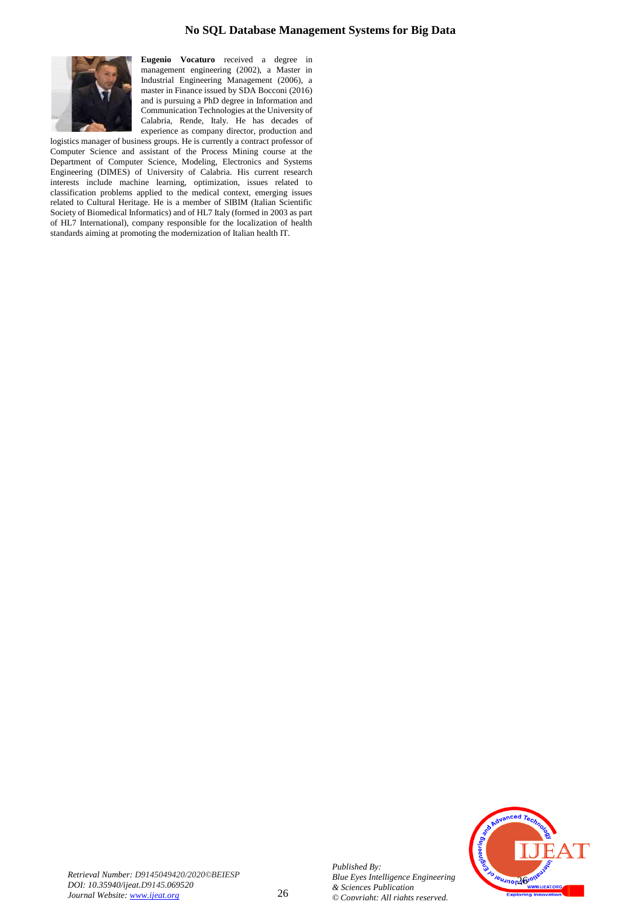**Eugenio Vocaturo** received a degree in management engineering (2002), a Master in Industrial Engineering Management (2006), a master in Finance issued by SDA Bocconi (2016) and is pursuing a PhD degree in Information and Communication Technologies at the University of Calabria, Rende, Italy. He has decades of experience as company director, production and logistics manager of business groups. He is currently a contract professor of Computer Science and assistant of the Process Mining course at the Department of Computer Science, Modeling, Electronics and Systems Engineering (DIMES) of University of Calabria. His current research interests include machine learning, optimization, issues related to classification problems applied to the medical context, emerging issues related to Cultural Heritage. He is a member of SIBIM (Italian Scientific Society of Biomedical Informatics) and of HL7 Italy (formed in 2003 as part of HL7 International), company responsible for the localization of health standards aiming at promoting the modernization of Italian health IT.